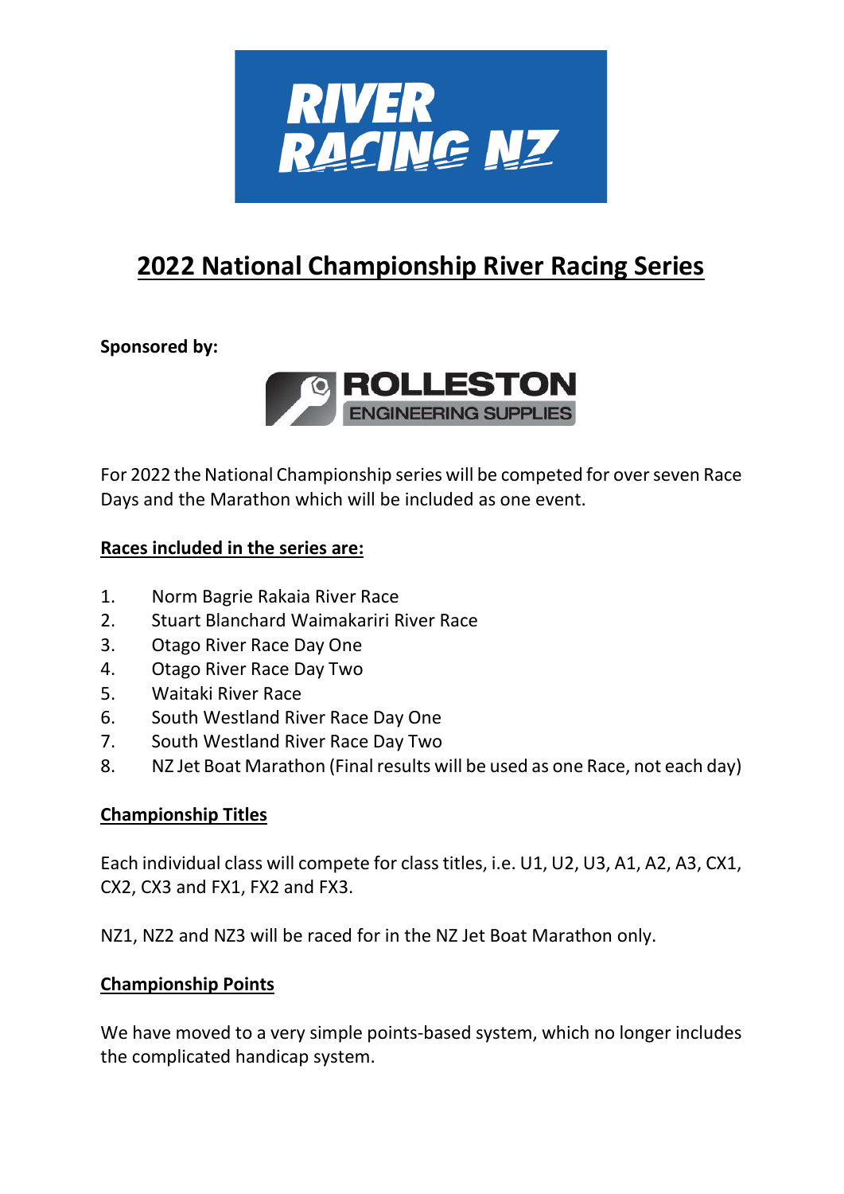# 2022 National Championship River Racing Series

**Sponsored by:**

For 2022 the National Championship series will be competed for over seven Race Days and the Marathon which will be included as one event.

## Races included in the series are:

1. Norm Bagrie Rakaia River Race
2. Stuart Blanchard Waimakariri River Race
3. Otago River Race Day One
4. Otago River Race Day Two
5. Waitaki River Race
6. South Westland River Race Day One
7. South Westland River Race Day Two
8. NZ Jet Boat Marathon (Final results will be used as one Race, not each day)

## Championship Titles

Each individual class will compete for class titles, i.e. U1, U2, U3, A1, A2, A3, CX1, CX2, CX3 and FX1, FX2 and FX3.

NZ1, NZ2 and NZ3 will be raced for in the NZ Jet Boat Marathon only.

## Championship Points

We have moved to a very simple points-based system, which no longer includes the complicated handicap system.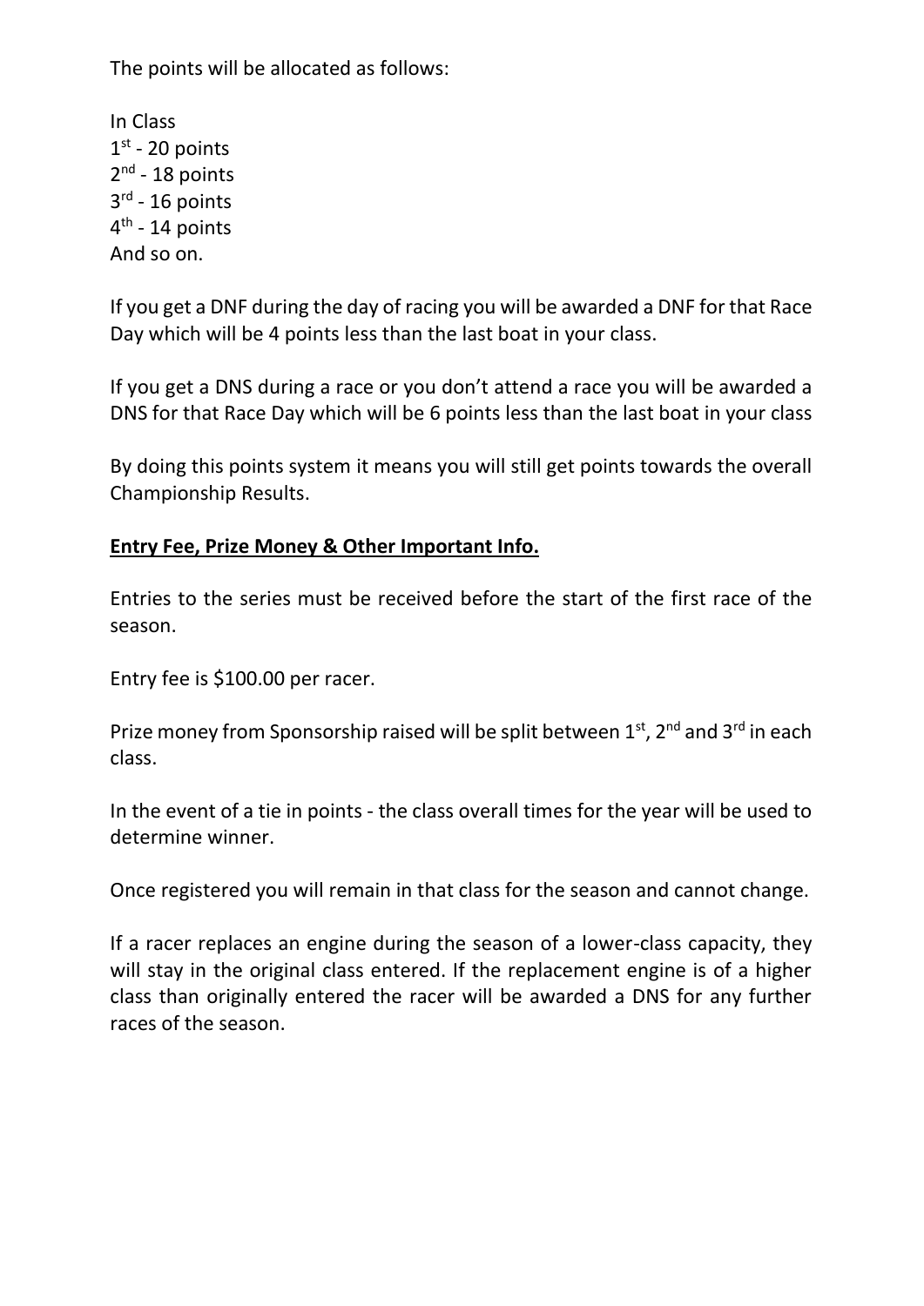The points will be allocated as follows:

In Class
1st - 20 points
2nd - 18 points
3rd - 16 points
4th - 14 points
And so on.

If you get a DNF during the day of racing you will be awarded a DNF for that Race Day which will be 4 points less than the last boat in your class.

If you get a DNS during a race or you don't attend a race you will be awarded a DNS for that Race Day which will be 6 points less than the last boat in your class

By doing this points system it means you will still get points towards the overall Championship Results.

**Entry Fee, Prize Money & Other Important Info.**

Entries to the series must be received before the start of the first race of the season.

Entry fee is $100.00 per racer.

Prize money from Sponsorship raised will be split between 1st, 2nd and 3rd in each class.

In the event of a tie in points - the class overall times for the year will be used to determine winner.

Once registered you will remain in that class for the season and cannot change.

If a racer replaces an engine during the season of a lower-class capacity, they will stay in the original class entered. If the replacement engine is of a higher class than originally entered the racer will be awarded a DNS for any further races of the season.